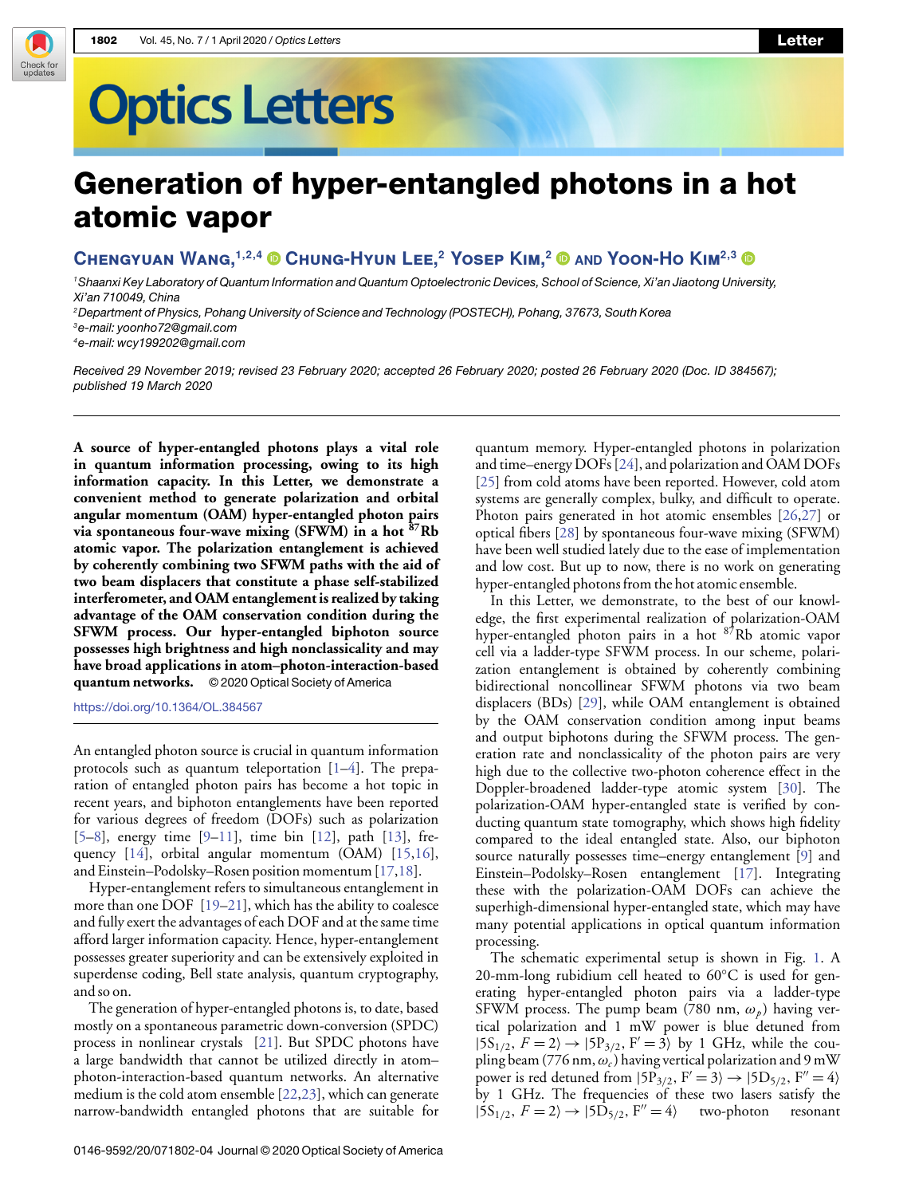# Generation of hyper-entangled photons in a hot atomic vapor

**Chengyuan Wang,[1,2,4] Chung-Hyun Lee,[2] Yosep Kim,[2] and Yoon-Ho Kim[2,3]**

[1] Shaanxi Key Laboratory of Quantum Information and Quantum Optoelectronic Devices, School of Science, Xi'an Jiaotong University, Xi'an 710049, China
[2] Department of Physics, Pohang University of Science and Technology (POSTECH), Pohang, 37673, South Korea
[3] e-mail: yoonho72@gmail.com
[4] e-mail: wcy199202@gmail.com

*Received 29 November 2019; revised 23 February 2020; accepted 26 February 2020; posted 26 February 2020 (Doc. ID 384567); published 19 March 2020*

**A source of hyper-entangled photons plays a vital role in quantum information processing, owing to its high information capacity. In this Letter, we demonstrate a convenient method to generate polarization and orbital angular momentum (OAM) hyper-entangled photon pairs via spontaneous four-wave mixing (SFWM) in a hot $^{87}$Rb atomic vapor. The polarization entanglement is achieved by coherently combining two SFWM paths with the aid of two beam displacers that constitute a phase self-stabilized interferometer, and OAM entanglement is realized by taking advantage of the OAM conservation condition during the SFWM process. Our hyper-entangled biphoton source possesses high brightness and high nonclassicality and may have broad applications in atom–photon-interaction-based quantum networks.** © 2020 Optical Society of America

https://doi.org/10.1364/OL.384567

An entangled photon source is crucial in quantum information protocols such as quantum teleportation [1–4]. The preparation of entangled photon pairs has become a hot topic in recent years, and biphoton entanglements have been reported for various degrees of freedom (DOFs) such as polarization [5–8], energy time [9–11], time bin [12], path [13], frequency [14], orbital angular momentum (OAM) [15,16], and Einstein–Podolsky–Rosen position momentum [17,18].

Hyper-entanglement refers to simultaneous entanglement in more than one DOF [19–21], which has the ability to coalesce and fully exert the advantages of each DOF and at the same time afford larger information capacity. Hence, hyper-entanglement possesses greater superiority and can be extensively exploited in superdense coding, Bell state analysis, quantum cryptography, and so on.

The generation of hyper-entangled photons is, to date, based mostly on a spontaneous parametric down-conversion (SPDC) process in nonlinear crystals [21]. But SPDC photons have a large bandwidth that cannot be utilized directly in atom–photon-interaction-based quantum networks. An alternative medium is the cold atom ensemble [22,23], which can generate narrow-bandwidth entangled photons that are suitable for quantum memory. Hyper-entangled photons in polarization and time–energy DOFs [24], and polarization and OAM DOFs [25] from cold atoms have been reported. However, cold atom systems are generally complex, bulky, and difficult to operate. Photon pairs generated in hot atomic ensembles [26,27] or optical fibers [28] by spontaneous four-wave mixing (SFWM) have been well studied lately due to the ease of implementation and low cost. But up to now, there is no work on generating hyper-entangled photons from the hot atomic ensemble.

In this Letter, we demonstrate, to the best of our knowledge, the first experimental realization of polarization-OAM hyper-entangled photon pairs in a hot $^{87}$Rb atomic vapor cell via a ladder-type SFWM process. In our scheme, polarization entanglement is obtained by coherently combining bidirectional noncollinear SFWM photons via two beam displacers (BDs) [29], while OAM entanglement is obtained by the OAM conservation condition among input beams and output biphotons during the SFWM process. The generation rate and nonclassicality of the photon pairs are very high due to the collective two-photon coherence effect in the Doppler-broadened ladder-type atomic system [30]. The polarization-OAM hyper-entangled state is verified by conducting quantum state tomography, which shows high fidelity compared to the ideal entangled state. Also, our biphoton source naturally possesses time–energy entanglement [9] and Einstein–Podolsky–Rosen entanglement [17]. Integrating these with the polarization-OAM DOFs can achieve the superhigh-dimensional hyper-entangled state, which may have many potential applications in optical quantum information processing.

The schematic experimental setup is shown in Fig. 1. A 20-mm-long rubidium cell heated to 60°C is used for generating hyper-entangled photon pairs via a ladder-type SFWM process. The pump beam (780 nm, $\omega_p$) having vertical polarization and 1 mW power is blue detuned from $|5S_{1/2}, F=2\rangle \rightarrow |5P_{3/2}, F'=3\rangle$ by 1 GHz, while the coupling beam (776 nm, $\omega_c$) having vertical polarization and 9 mW power is red detuned from $|5P_{3/2}, F'=3\rangle \rightarrow |5D_{5/2}, F''=4\rangle$ by 1 GHz. The frequencies of these two lasers satisfy the $|5S_{1/2}, F=2\rangle \rightarrow |5D_{5/2}, F''=4\rangle$ two-photon resonant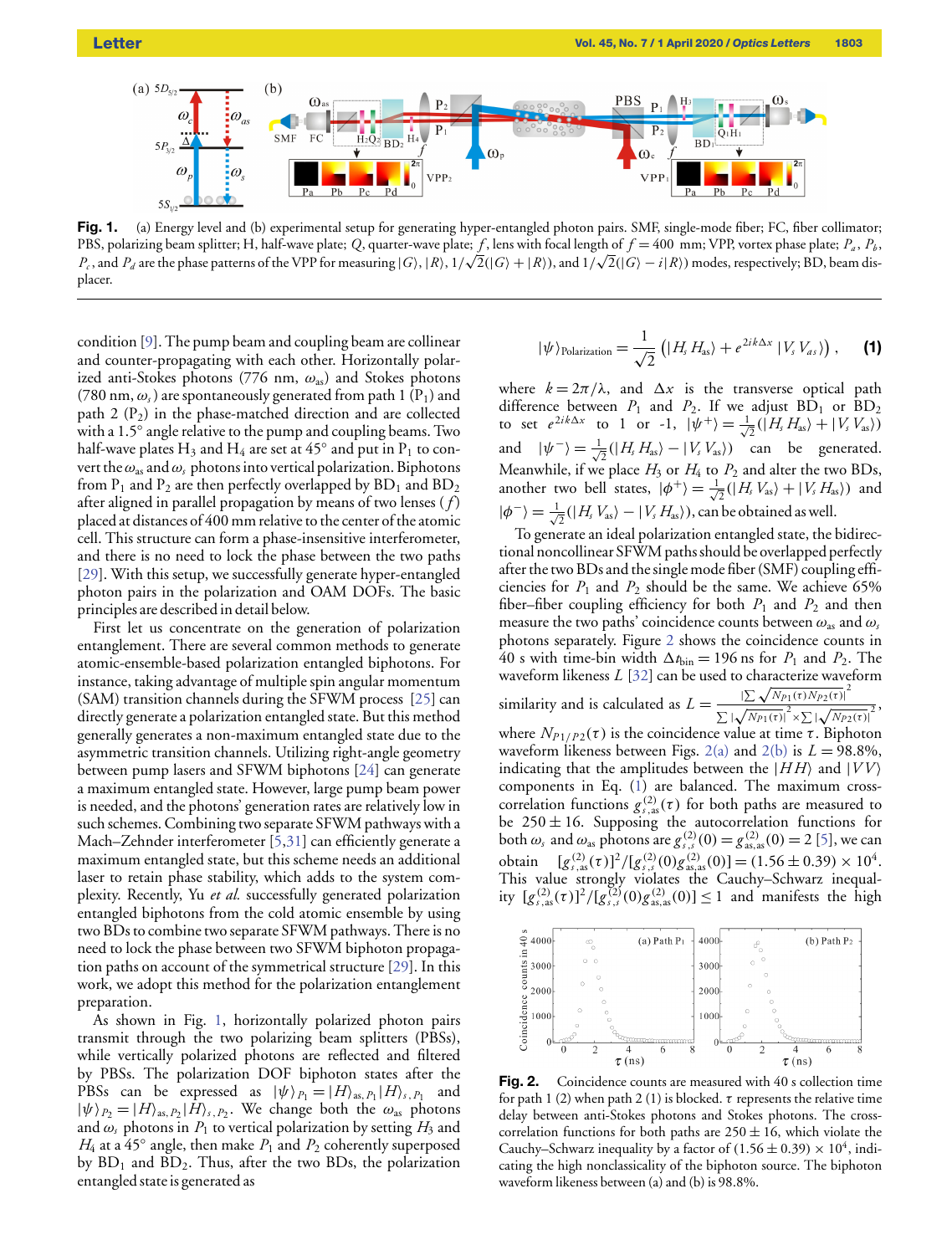Fig. 1. (a) Energy level and (b) experimental setup for generating hyper-entangled photon pairs. SMF, single-mode fiber; FC, fiber collimator; PBS, polarizing beam splitter; H, half-wave plate; Q, quarter-wave plate; $f$, lens with focal length of $f = 400$ mm; VPP, vortex phase plate; $P_a$, $P_b$, $P_c$, and $P_d$ are the phase patterns of the VPP for measuring $|G\rangle$, $|R\rangle$, $1/\sqrt{2}(|G\rangle + |R\rangle)$, and $1/\sqrt{2}(|G\rangle - i|R\rangle)$ modes, respectively; BD, beam displacer.

condition [9]. The pump beam and coupling beam are collinear and counter-propagating with each other. Horizontally polarized anti-Stokes photons (776 nm, $\omega_{as}$) and Stokes photons (780 nm, $\omega_s$) are spontaneously generated from path 1 ($P_1$) and path 2 ($P_2$) in the phase-matched direction and are collected with a 1.5° angle relative to the pump and coupling beams. Two half-wave plates $H_3$ and $H_4$ are set at 45° and put in $P_1$ to convert the $\omega_{as}$ and $\omega_s$ photons into vertical polarization. Biphotons from $P_1$ and $P_2$ are then perfectly overlapped by $BD_1$ and $BD_2$ after aligned in parallel propagation by means of two lenses ($f$) placed at distances of 400 mm relative to the center of the atomic cell. This structure can form a phase-insensitive interferometer, and there is no need to lock the phase between the two paths [29]. With this setup, we successfully generate hyper-entangled photon pairs in the polarization and OAM DOFs. The basic principles are described in detail below.

First let us concentrate on the generation of polarization entanglement. There are several common methods to generate atomic-ensemble-based polarization entangled biphotons. For instance, taking advantage of multiple spin angular momentum (SAM) transition channels during the SFWM process [25] can directly generate a polarization entangled state. But this method generally generates a non-maximum entangled state due to the asymmetric transition channels. Utilizing right-angle geometry between pump lasers and SFWM biphotons [24] can generate a maximum entangled state. However, large pump beam power is needed, and the photons' generation rates are relatively low in such schemes. Combining two separate SFWM pathways with a Mach–Zehnder interferometer [5,31] can efficiently generate a maximum entangled state, but this scheme needs an additional laser to retain phase stability, which adds to the system complexity. Recently, Yu *et al.* successfully generated polarization entangled biphotons from the cold atomic ensemble by using two BDs to combine two separate SFWM pathways. There is no need to lock the phase between two SFWM biphoton propagation paths on account of the symmetrical structure [29]. In this work, we adopt this method for the polarization entanglement preparation.

As shown in Fig. 1, horizontally polarized photon pairs transmit through the two polarizing beam splitters (PBSs), while vertically polarized photons are reflected and filtered by PBSs. The polarization DOF biphoton states after the PBSs can be expressed as $|\psi\rangle_{P_1} = |H\rangle_{as,P_1}|H\rangle_{s,P_1}$ and $|\psi\rangle_{P_2} = |H\rangle_{as,P_2}|H\rangle_{s,P_2}$. We change both the $\omega_{as}$ photons and $\omega_s$ photons in $P_1$ to vertical polarization by setting $H_3$ and $H_4$ at a 45° angle, then make $P_1$ and $P_2$ coherently superposed by $BD_1$ and $BD_2$. Thus, after the two BDs, the polarization entangled state is generated as

$$|\psi\rangle_{\text{Polarization}} = \frac{1}{\sqrt{2}}\left(|H_s H_{as}\rangle + e^{2ik\Delta x}|V_s V_{as}\rangle\right), \quad \textbf{(1)}$$

where $k = 2\pi/\lambda$, and $\Delta x$ is the transverse optical path difference between $P_1$ and $P_2$. If we adjust $BD_1$ or $BD_2$ to set $e^{2ik\Delta x}$ to 1 or -1, $|\psi^+\rangle = \frac{1}{\sqrt{2}}(|H_s H_{as}\rangle + |V_s V_{as}\rangle)$ and $|\psi^-\rangle = \frac{1}{\sqrt{2}}(|H_s H_{as}\rangle - |V_s V_{as}\rangle)$ can be generated. Meanwhile, if we place $H_3$ or $H_4$ to $P_2$ and alter the two BDs, another two bell states, $|\phi^+\rangle = \frac{1}{\sqrt{2}}(|H_s V_{as}\rangle + |V_s H_{as}\rangle)$ and $|\phi^-\rangle = \frac{1}{\sqrt{2}}(|H_s V_{as}\rangle - |V_s H_{as}\rangle)$, can be obtained as well.

To generate an ideal polarization entangled state, the bidirectional noncollinear SFWM paths should be overlapped perfectly after the two BDs and the single mode fiber (SMF) coupling efficiencies for $P_1$ and $P_2$ should be the same. We achieve 65% fiber–fiber coupling efficiency for both $P_1$ and $P_2$ and then measure the two paths' coincidence counts between $\omega_{as}$ and $\omega_s$ photons separately. Figure 2 shows the coincidence counts in 40 s with time-bin width $\Delta t_{\text{bin}} = 196$ ns for $P_1$ and $P_2$. The waveform likeness $L$ [32] can be used to characterize waveform similarity and is calculated as $L = \frac{|\sum\sqrt{N_{P1}(\tau)N_{P2}(\tau)}|^2}{\sum|\sqrt{N_{P1}(\tau)}|^2 \times \sum|\sqrt{N_{P2}(\tau)}|^2}$, where $N_{P1/P2}(\tau)$ is the coincidence value at time $\tau$. Biphoton waveform likeness between Figs. 2(a) and 2(b) is $L = 98.8\%$, indicating that the amplitudes between the $|HH\rangle$ and $|VV\rangle$ components in Eq. (1) are balanced. The maximum cross-correlation functions $g^{(2)}_{s,as}(\tau)$ for both paths are measured to be $250 \pm 16$. Supposing the autocorrelation functions for both $\omega_s$ and $\omega_{as}$ photons are $g^{(2)}_{s,s}(0) = g^{(2)}_{as,as}(0) = 2$ [5], we can obtain $[g^{(2)}_{s,as}(\tau)]^2/[g^{(2)}_{s,s}(0)g^{(2)}_{as,as}(0)] = (1.56 \pm 0.39) \times 10^4$. This value strongly violates the Cauchy–Schwarz inequality $[g^{(2)}_{s,as}(\tau)]^2/[g^{(2)}_{s,s}(0)g^{(2)}_{as,as}(0)] \le 1$ and manifests the high

Fig. 2. Coincidence counts are measured with 40 s collection time for path 1 (2) when path 2 (1) is blocked. $\tau$ represents the relative time delay between anti-Stokes photons and Stokes photons. The cross-correlation functions for both paths are $250 \pm 16$, which violate the Cauchy–Schwarz inequality by a factor of $(1.56 \pm 0.39) \times 10^4$, indicating the high nonclassicality of the biphoton source. The biphoton waveform likeness between (a) and (b) is 98.8%.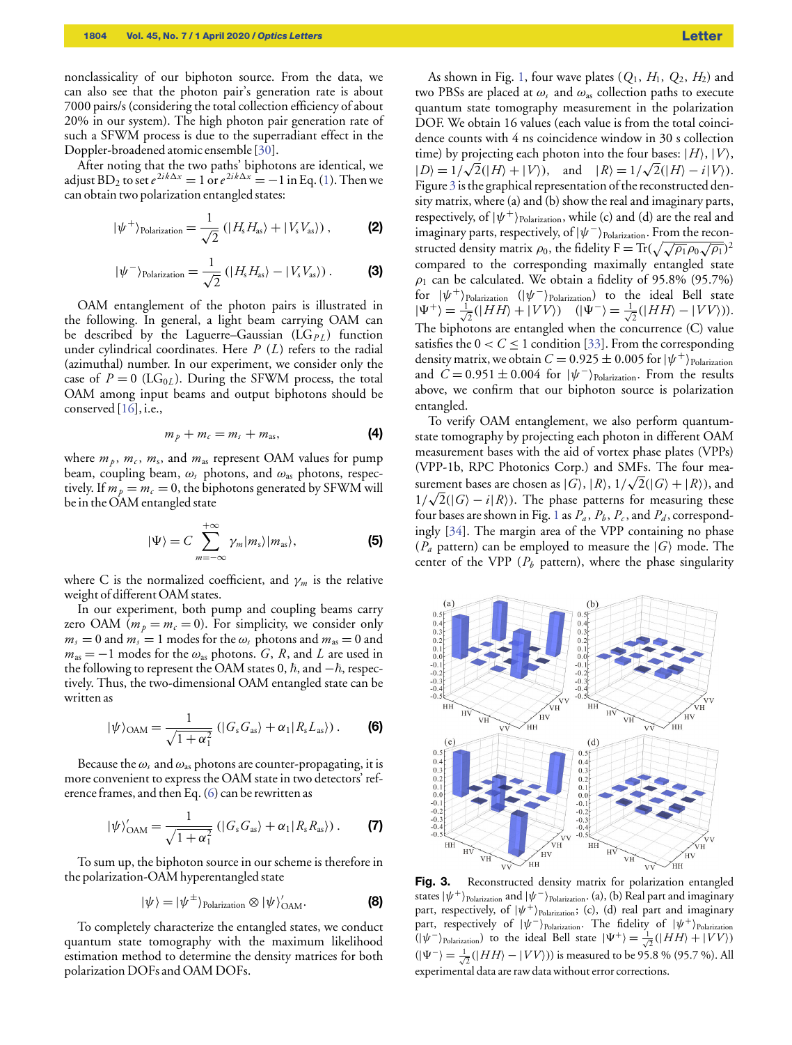nonclassicality of our biphoton source. From the data, we can also see that the photon pair's generation rate is about 7000 pairs/s (considering the total collection efficiency of about 20% in our system). The high photon pair generation rate of such a SFWM process is due to the superradiant effect in the Doppler-broadened atomic ensemble [30].

After noting that the two paths' biphotons are identical, we adjust $BD_2$ to set $e^{2ik\Delta x} = 1$ or $e^{2ik\Delta x} = -1$ in Eq. (1). Then we can obtain two polarization entangled states:

$$|\psi^{+}\rangle_{\text{Polarization}} = \frac{1}{\sqrt{2}}\left(|H_s H_{as}\rangle + |V_s V_{as}\rangle\right), \tag{2}$$

$$|\psi^{-}\rangle_{\text{Polarization}} = \frac{1}{\sqrt{2}}\left(|H_s H_{as}\rangle - |V_s V_{as}\rangle\right). \tag{3}$$

OAM entanglement of the photon pairs is illustrated in the following. In general, a light beam carrying OAM can be described by the Laguerre–Gaussian ($LG_{PL}$) function under cylindrical coordinates. Here $P$ ($L$) refers to the radial (azimuthal) number. In our experiment, we consider only the case of $P = 0$ ($LG_{0L}$). During the SFWM process, the total OAM among input beams and output biphotons should be conserved [16], i.e.,

$$m_p + m_c = m_s + m_{as}, \tag{4}$$

where $m_p$, $m_c$, $m_s$, and $m_{as}$ represent OAM values for pump beam, coupling beam, $\omega_s$ photons, and $\omega_{as}$ photons, respectively. If $m_p = m_c = 0$, the biphotons generated by SFWM will be in the OAM entangled state

$$|\Psi\rangle = C\sum_{m=-\infty}^{+\infty} \gamma_m |m_s\rangle|m_{as}\rangle, \tag{5}$$

where C is the normalized coefficient, and $\gamma_m$ is the relative weight of different OAM states.

In our experiment, both pump and coupling beams carry zero OAM ($m_p = m_c = 0$). For simplicity, we consider only $m_s = 0$ and $m_s = 1$ modes for the $\omega_s$ photons and $m_{as} = 0$ and $m_{as} = -1$ modes for the $\omega_{as}$ photons. $G$, $R$, and $L$ are used in the following to represent the OAM states 0, $\hbar$, and $-\hbar$, respectively. Thus, the two-dimensional OAM entangled state can be written as

$$|\psi\rangle_{\text{OAM}} = \frac{1}{\sqrt{1+\alpha_1^2}}\left(|G_s G_{as}\rangle + \alpha_1 |R_s L_{as}\rangle\right). \tag{6}$$

Because the $\omega_s$ and $\omega_{as}$ photons are counter-propagating, it is more convenient to express the OAM state in two detectors' reference frames, and then Eq. (6) can be rewritten as

$$|\psi\rangle'_{\text{OAM}} = \frac{1}{\sqrt{1+\alpha_1^2}}\left(|G_s G_{as}\rangle + \alpha_1 |R_s R_{as}\rangle\right). \tag{7}$$

To sum up, the biphoton source in our scheme is therefore in the polarization-OAM hyperentangled state

$$|\psi\rangle = |\psi^{\pm}\rangle_{\text{Polarization}} \otimes |\psi\rangle'_{\text{OAM}}. \tag{8}$$

To completely characterize the entangled states, we conduct quantum state tomography with the maximum likelihood estimation method to determine the density matrices for both polarization DOFs and OAM DOFs.

As shown in Fig. 1, four wave plates ($Q_1$, $H_1$, $Q_2$, $H_2$) and two PBSs are placed at $\omega_s$ and $\omega_{as}$ collection paths to execute quantum state tomography measurement in the polarization DOF. We obtain 16 values (each value is from the total coincidence counts with 4 ns coincidence window in 30 s collection time) by projecting each photon into the four bases: $|H\rangle$, $|V\rangle$, $|D\rangle = 1/\sqrt{2}(|H\rangle + |V\rangle)$, and $|R\rangle = 1/\sqrt{2}(|H\rangle - i|V\rangle)$. Figure 3 is the graphical representation of the reconstructed density matrix, where (a) and (b) show the real and imaginary parts, respectively, of $|\psi^{+}\rangle_{\text{Polarization}}$, while (c) and (d) are the real and imaginary parts, respectively, of $|\psi^{-}\rangle_{\text{Polarization}}$. From the reconstructed density matrix $\rho_0$, the fidelity $F = \text{Tr}(\sqrt{\sqrt{\rho_1}\rho_0\sqrt{\rho_1}})^2$ compared to the corresponding maximally entangled state $\rho_1$ can be calculated. We obtain a fidelity of 95.8% (95.7%) for $|\psi^{+}\rangle_{\text{Polarization}}$ ($|\psi^{-}\rangle_{\text{Polarization}}$) to the ideal Bell state $|\Psi^{+}\rangle = \frac{1}{\sqrt{2}}(|HH\rangle + |VV\rangle)$ ($|\Psi^{-}\rangle = \frac{1}{\sqrt{2}}(|HH\rangle - |VV\rangle)$). The biphotons are entangled when the concurrence (C) value satisfies the $0 < C \leq 1$ condition [33]. From the corresponding density matrix, we obtain $C = 0.925 \pm 0.005$ for $|\psi^{+}\rangle_{\text{Polarization}}$ and $C = 0.951 \pm 0.004$ for $|\psi^{-}\rangle_{\text{Polarization}}$. From the results above, we confirm that our biphoton source is polarization entangled.

To verify OAM entanglement, we also perform quantum-state tomography by projecting each photon in different OAM measurement bases with the aid of vortex phase plates (VPPs) (VPP-1b, RPC Photonics Corp.) and SMFs. The four measurement bases are chosen as $|G\rangle$, $|R\rangle$, $1/\sqrt{2}(|G\rangle + |R\rangle)$, and $1/\sqrt{2}(|G\rangle - i|R\rangle)$. The phase patterns for measuring these four bases are shown in Fig. 1 as $P_a$, $P_b$, $P_c$, and $P_d$, correspondingly [34]. The margin area of the VPP containing no phase ($P_a$ pattern) can be employed to measure the $|G\rangle$ mode. The center of the VPP ($P_b$ pattern), where the phase singularity

**Fig. 3.** Reconstructed density matrix for polarization entangled states $|\psi^{+}\rangle_{\text{Polarization}}$ and $|\psi^{-}\rangle_{\text{Polarization}}$. (a), (b) Real part and imaginary part, respectively, of $|\psi^{+}\rangle_{\text{Polarization}}$; (c), (d) real part and imaginary part, respectively of $|\psi^{-}\rangle_{\text{Polarization}}$. The fidelity of $|\psi^{+}\rangle_{\text{Polarization}}$ ($|\psi^{-}\rangle_{\text{Polarization}}$) to the ideal Bell state $|\Psi^{+}\rangle = \frac{1}{\sqrt{2}}(|HH\rangle + |VV\rangle)$ ($|\Psi^{-}\rangle = \frac{1}{\sqrt{2}}(|HH\rangle - |VV\rangle)$) is measured to be 95.8 % (95.7 %). All experimental data are raw data without error corrections.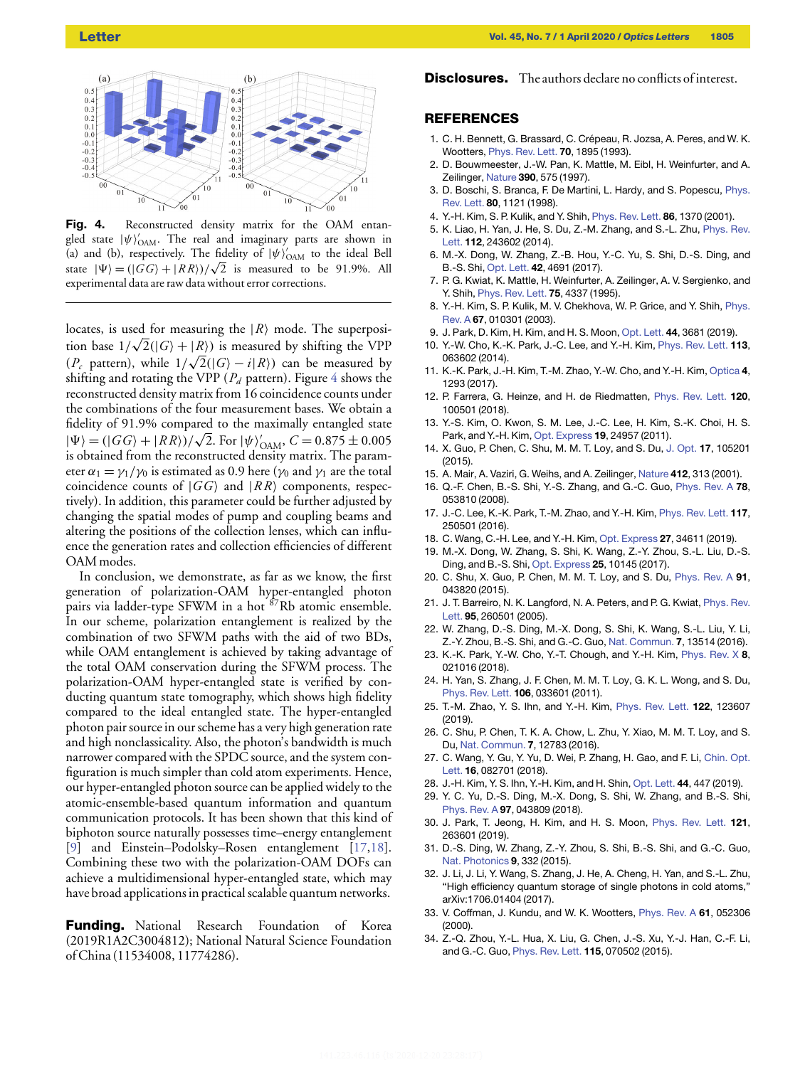(a)

0.5 0.4 0.3 0.2 0.1 0.0 -0.1 -0.2 -0.3 -0.4 -0.5

00 01 10 11 00 01 10 11

(b)

0.5 0.4 0.3 0.2 0.1 0.0 -0.1 -0.2 -0.3 -0.4 -0.5

00 01 10 11 00 01 10 11

**Fig. 4.** Reconstructed density matrix for the OAM entangled state $|\psi\rangle'_{\mathrm{OAM}}$. The real and imaginary parts are shown in (a) and (b), respectively. The fidelity of $|\psi\rangle'_{\mathrm{OAM}}$ to the ideal Bell state $|\Psi\rangle = (|GG\rangle + |RR\rangle)/\sqrt{2}$ is measured to be 91.9%. All experimental data are raw data without error corrections.

locates, is used for measuring the $|R\rangle$ mode. The superposition base $1/\sqrt{2}(|G\rangle + |R\rangle)$ is measured by shifting the VPP ($P_c$ pattern), while $1/\sqrt{2}(|G\rangle - i|R\rangle)$ can be measured by shifting and rotating the VPP ($P_d$ pattern). Figure 4 shows the reconstructed density matrix from 16 coincidence counts under the combinations of the four measurement bases. We obtain a fidelity of 91.9% compared to the maximally entangled state $|\Psi\rangle = (|GG\rangle + |RR\rangle)/\sqrt{2}$. For $|\psi\rangle'_{\mathrm{OAM}}$, $C = 0.875 \pm 0.005$ is obtained from the reconstructed density matrix. The parameter $\alpha_1 = \gamma_1/\gamma_0$ is estimated as 0.9 here ($\gamma_0$ and $\gamma_1$ are the total coincidence counts of $|GG\rangle$ and $|RR\rangle$ components, respectively). In addition, this parameter could be further adjusted by changing the spatial modes of pump and coupling beams and altering the positions of the collection lenses, which can influence the generation rates and collection efficiencies of different OAM modes.

In conclusion, we demonstrate, as far as we know, the first generation of polarization-OAM hyper-entangled photon pairs via ladder-type SFWM in a hot $^{87}$Rb atomic ensemble. In our scheme, polarization entanglement is realized by the combination of two SFWM paths with the aid of two BDs, while OAM entanglement is achieved by taking advantage of the total OAM conservation during the SFWM process. The polarization-OAM hyper-entangled state is verified by conducting quantum state tomography, which shows high fidelity compared to the ideal entangled state. The hyper-entangled photon pair source in our scheme has a very high generation rate and high nonclassicality. Also, the photon's bandwidth is much narrower compared with the SPDC source, and the system configuration is much simpler than cold atom experiments. Hence, our hyper-entangled photon source can be applied widely to the atomic-ensemble-based quantum information and quantum communication protocols. It has been shown that this kind of biphoton source naturally possesses time–energy entanglement [9] and Einstein–Podolsky–Rosen entanglement [17,18]. Combining these two with the polarization-OAM DOFs can achieve a multidimensional hyper-entangled state, which may have broad applications in practical scalable quantum networks.

**Funding.** National Research Foundation of Korea (2019R1A2C3004812); National Natural Science Foundation of China (11534008, 11774286).

**Disclosures.** The authors declare no conflicts of interest.

## REFERENCES

1. C. H. Bennett, G. Brassard, C. Crépeau, R. Jozsa, A. Peres, and W. K. Wootters, Phys. Rev. Lett. **70**, 1895 (1993).
2. D. Bouwmeester, J.-W. Pan, K. Mattle, M. Eibl, H. Weinfurter, and A. Zeilinger, Nature **390**, 575 (1997).
3. D. Boschi, S. Branca, F. De Martini, L. Hardy, and S. Popescu, Phys. Rev. Lett. **80**, 1121 (1998).
4. Y.-H. Kim, S. P. Kulik, and Y. Shih, Phys. Rev. Lett. **86**, 1370 (2001).
5. K. Liao, H. Yan, J. He, S. Du, Z.-M. Zhang, and S.-L. Zhu, Phys. Rev. Lett. **112**, 243602 (2014).
6. M.-X. Dong, W. Zhang, Z.-B. Hou, Y.-C. Yu, S. Shi, D.-S. Ding, and B.-S. Shi, Opt. Lett. **42**, 4691 (2017).
7. P. G. Kwiat, K. Mattle, H. Weinfurter, A. Zeilinger, A. V. Sergienko, and Y. Shih, Phys. Rev. Lett. **75**, 4337 (1995).
8. Y.-H. Kim, S. P. Kulik, M. V. Chekhova, W. P. Grice, and Y. Shih, Phys. Rev. A **67**, 010301 (2003).
9. J. Park, D. Kim, H. Kim, and H. S. Moon, Opt. Lett. **44**, 3681 (2019).
10. Y.-W. Cho, K.-K. Park, J.-C. Lee, and Y.-H. Kim, Phys. Rev. Lett. **113**, 063602 (2014).
11. K.-K. Park, J.-H. Kim, T.-M. Zhao, Y.-W. Cho, and Y.-H. Kim, Optica **4**, 1293 (2017).
12. P. Farrera, G. Heinze, and H. de Riedmatten, Phys. Rev. Lett. **120**, 100501 (2018).
13. Y.-S. Kim, O. Kwon, S. M. Lee, J.-C. Lee, H. Kim, S.-K. Choi, H. S. Park, and Y.-H. Kim, Opt. Express **19**, 24957 (2011).
14. X. Guo, P. Chen, C. Shu, M. M. T. Loy, and S. Du, J. Opt. **17**, 105201 (2015).
15. A. Mair, A. Vaziri, G. Weihs, and A. Zeilinger, Nature **412**, 313 (2001).
16. Q.-F. Chen, B.-S. Shi, Y.-S. Zhang, and G.-C. Guo, Phys. Rev. A **78**, 053810 (2008).
17. J.-C. Lee, K.-K. Park, T.-M. Zhao, and Y.-H. Kim, Phys. Rev. Lett. **117**, 250501 (2016).
18. C. Wang, C.-H. Lee, and Y.-H. Kim, Opt. Express **27**, 34611 (2019).
19. M.-X. Dong, W. Zhang, S. Shi, K. Wang, Z.-Y. Zhou, S.-L. Liu, D.-S. Ding, and B.-S. Shi, Opt. Express **25**, 10145 (2017).
20. C. Shu, X. Guo, P. Chen, M. M. T. Loy, and S. Du, Phys. Rev. A **91**, 043820 (2015).
21. J. T. Barreiro, N. K. Langford, N. A. Peters, and P. G. Kwiat, Phys. Rev. Lett. **95**, 260501 (2005).
22. W. Zhang, D.-S. Ding, M.-X. Dong, S. Shi, K. Wang, S.-L. Liu, Y. Li, Z.-Y. Zhou, B.-S. Shi, and G.-C. Guo, Nat. Commun. **7**, 13514 (2016).
23. K.-K. Park, Y.-W. Cho, Y.-T. Chough, and Y.-H. Kim, Phys. Rev. X **8**, 021016 (2018).
24. H. Yan, S. Zhang, J. F. Chen, M. M. T. Loy, G. K. L. Wong, and S. Du, Phys. Rev. Lett. **106**, 033601 (2011).
25. T.-M. Zhao, Y. S. Ihn, and Y.-H. Kim, Phys. Rev. Lett. **122**, 123607 (2019).
26. C. Shu, P. Chen, T. K. A. Chow, L. Zhu, Y. Xiao, M. M. T. Loy, and S. Du, Nat. Commun. **7**, 12783 (2016).
27. C. Wang, Y. Gu, Y. Yu, D. Wei, P. Zhang, H. Gao, and F. Li, Chin. Opt. Lett. **16**, 082701 (2018).
28. J.-H. Kim, Y. S. Ihn, Y.-H. Kim, and H. Shin, Opt. Lett. **44**, 447 (2019).
29. Y. C. Yu, D.-S. Ding, M.-X. Dong, S. Shi, W. Zhang, and B.-S. Shi, Phys. Rev. A **97**, 043809 (2018).
30. J. Park, T. Jeong, H. Kim, and H. S. Moon, Phys. Rev. Lett. **121**, 263601 (2019).
31. D.-S. Ding, W. Zhang, Z.-Y. Zhou, S. Shi, B.-S. Shi, and G.-C. Guo, Nat. Photonics **9**, 332 (2015).
32. J. Li, J. Li, Y. Wang, S. Zhang, J. He, A. Cheng, H. Yan, and S.-L. Zhu, "High efficiency quantum storage of single photons in cold atoms," arXiv:1706.01404 (2017).
33. V. Coffman, J. Kundu, and W. K. Wootters, Phys. Rev. A **61**, 052306 (2000).
34. Z.-Q. Zhou, Y.-L. Hua, X. Liu, G. Chen, J.-S. Xu, Y.-J. Han, C.-F. Li, and G.-C. Guo, Phys. Rev. Lett. **115**, 070502 (2015).